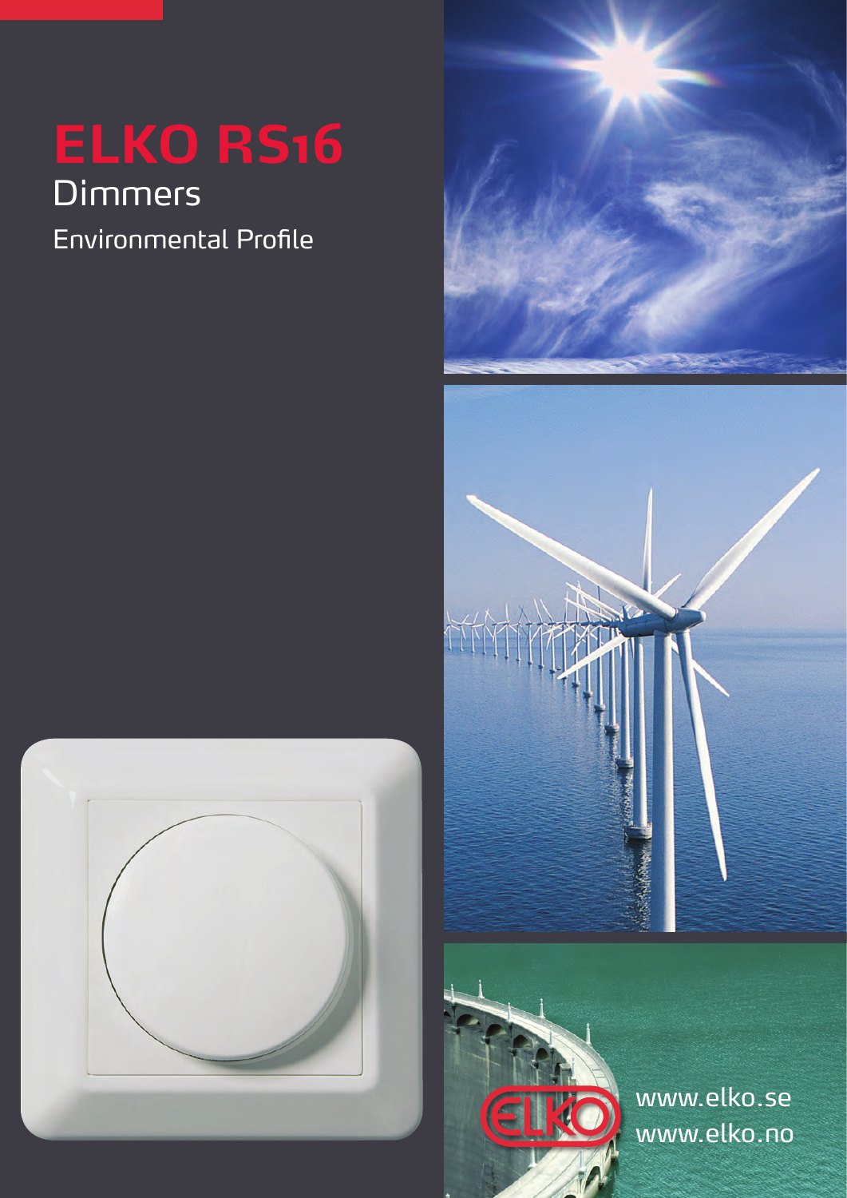# ELKO RS16

## Dimmers

Environmental Profile

www.elko.se
www.elko.no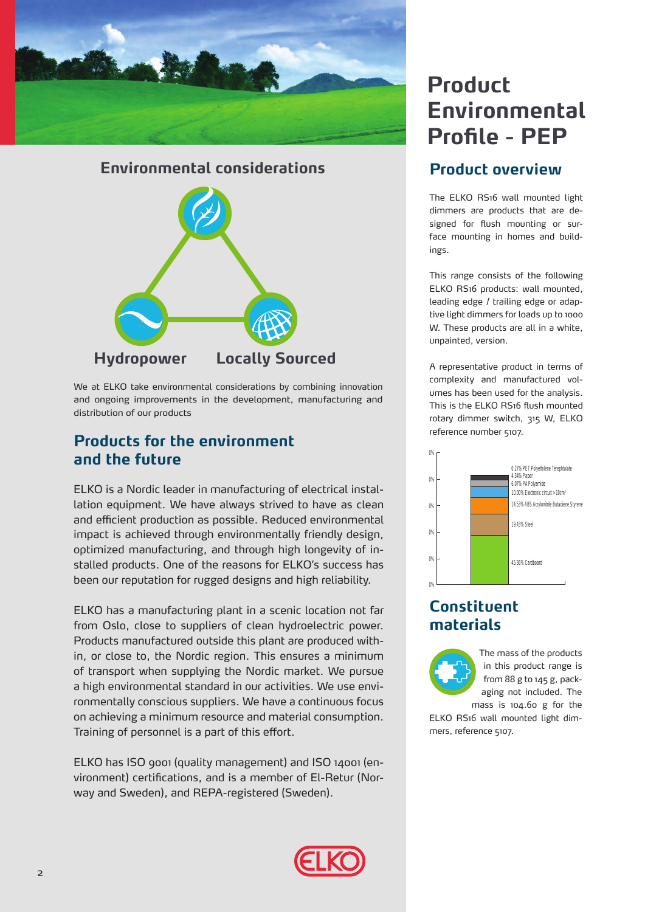# Product Environmental Profile - PEP

## Environmental considerations

Hydropower

Locally Sourced

We at ELKO take environmental considerations by combining innovation and ongoing improvements in the development, manufacturing and distribution of our products

## Products for the environment and the future

ELKO is a Nordic leader in manufacturing of electrical installation equipment. We have always strived to have as clean and efficient production as possible. Reduced environmental impact is achieved through environmentally friendly design, optimized manufacturing, and through high longevity of installed products. One of the reasons for ELKO's success has been our reputation for rugged designs and high reliability.

ELKO has a manufacturing plant in a scenic location not far from Oslo, close to suppliers of clean hydroelectric power. Products manufactured outside this plant are produced within, or close to, the Nordic region. This ensures a minimum of transport when supplying the Nordic market. We pursue a high environmental standard in our activities. We use environmentally conscious suppliers. We have a continuous focus on achieving a minimum resource and material consumption. Training of personnel is a part of this effort.

ELKO has ISO 9001 (quality management) and ISO 14001 (environment) certifications, and is a member of El-Retur (Norway and Sweden), and REPA-registered (Sweden).

## Product overview

The ELKO RS16 wall mounted light dimmers are products that are designed for flush mounting or surface mounting in homes and buildings.

This range consists of the following ELKO RS16 products: wall mounted, leading edge / trailing edge or adaptive light dimmers for loads up to 1000 W. These products are all in a white, unpainted, version.

A representative product in terms of complexity and manufactured volumes has been used for the analysis. This is the ELKO RS16 flush mounted rotary dimmer switch, 315 W, ELKO reference number 5107.

- 0.27% PET Polyethylene Terephtalate
- 4.34% Paper
- 6.07% PA Polyamide
- 10.00% Electronic circuit > 10cm²
- 14.53% ABS Acrylonitrile Butadiene Styrene
- 19.43% Steel
- 45.36% Cardboard

## Constituent materials

The mass of the products in this product range is from 88 g to 145 g, packaging not included. The mass is 104.60 g for the ELKO RS16 wall mounted light dimmers, reference 5107.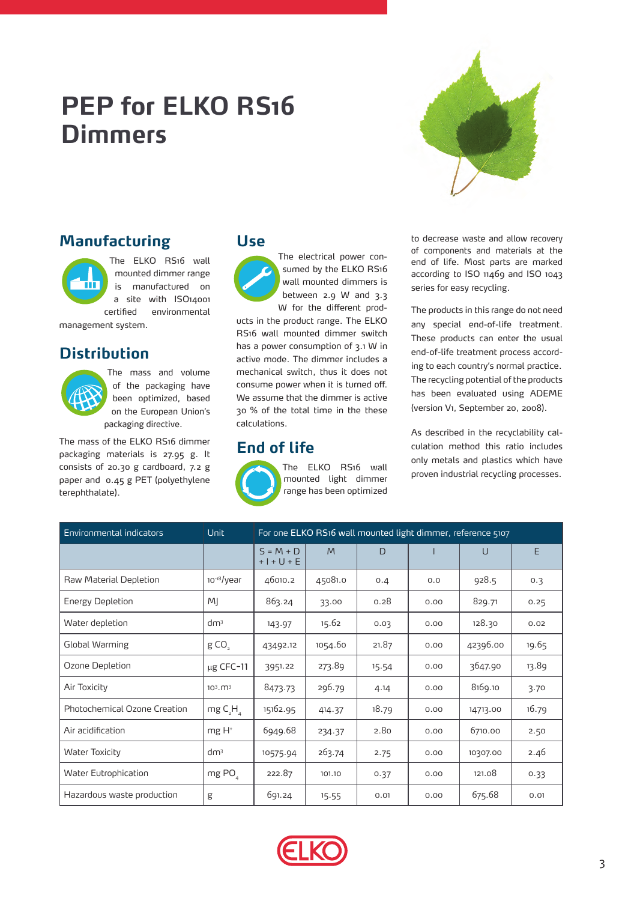# PEP for ELKO RS16 Dimmers

## Manufacturing

The ELKO RS16 wall mounted dimmer range is manufactured on a site with ISO14001 certified environmental management system.

## Distribution

The mass and volume of the packaging have been optimized, based on the European Union's packaging directive.

The mass of the ELKO RS16 dimmer packaging materials is 27.95 g. It consists of 20.30 g cardboard, 7.2 g paper and 0.45 g PET (polyethylene terephthalate).

## Use

The electrical power consumed by the ELKO RS16 wall mounted dimmers is between 2.9 W and 3.3 W for the different products in the product range. The ELKO RS16 wall mounted dimmer switch has a power consumption of 3.1 W in active mode. The dimmer includes a mechanical switch, thus it does not consume power when it is turned off. We assume that the dimmer is active 30 % of the total time in the these calculations.

## End of life

The ELKO RS16 wall mounted light dimmer range has been optimized to decrease waste and allow recovery of components and materials at the end of life. Most parts are marked according to ISO 11469 and ISO 1043 series for easy recycling.

The products in this range do not need any special end-of-life treatment. These products can enter the usual end-of-life treatment process according to each country's normal practice. The recycling potential of the products has been evaluated using ADEME (version V1, September 20, 2008).

As described in the recyclability calculation method this ratio includes only metals and plastics which have proven industrial recycling processes.

| Environmental indicators | Unit | For one ELKO RS16 wall mounted light dimmer, reference 5107 | | | | | |
|---|---|---|---|---|---|---|---|
| | | S = M + D + I + U + E | M | D | I | U | E |
| Raw Material Depletion | $10^{-18}$/year | 46010.2 | 45081.0 | 0.4 | 0.0 | 928.5 | 0.3 |
| Energy Depletion | MJ | 863.24 | 33.00 | 0.28 | 0.00 | 829.71 | 0.25 |
| Water depletion | dm³ | 143.97 | 15.62 | 0.03 | 0.00 | 128.30 | 0.02 |
| Global Warming | g $CO_2$ | 43492.12 | 1054.60 | 21.87 | 0.00 | 42396.00 | 19.65 |
| Ozone Depletion | µg CFC-11 | 3951.22 | 273.89 | 15.54 | 0.00 | 3647.90 | 13.89 |
| Air Toxicity | $10^3$.m³ | 8473.73 | 296.79 | 4.14 | 0.00 | 8169.10 | 3.70 |
| Photochemical Ozone Creation | mg $C_2H_4$ | 15162.95 | 414.37 | 18.79 | 0.00 | 14713.00 | 16.79 |
| Air acidification | mg $H^+$ | 6949.68 | 234.37 | 2.80 | 0.00 | 6710.00 | 2.50 |
| Water Toxicity | dm³ | 10575.94 | 263.74 | 2.75 | 0.00 | 10307.00 | 2.46 |
| Water Eutrophication | mg $PO_4$ | 222.87 | 101.10 | 0.37 | 0.00 | 121.08 | 0.33 |
| Hazardous waste production | g | 691.24 | 15.55 | 0.01 | 0.00 | 675.68 | 0.01 |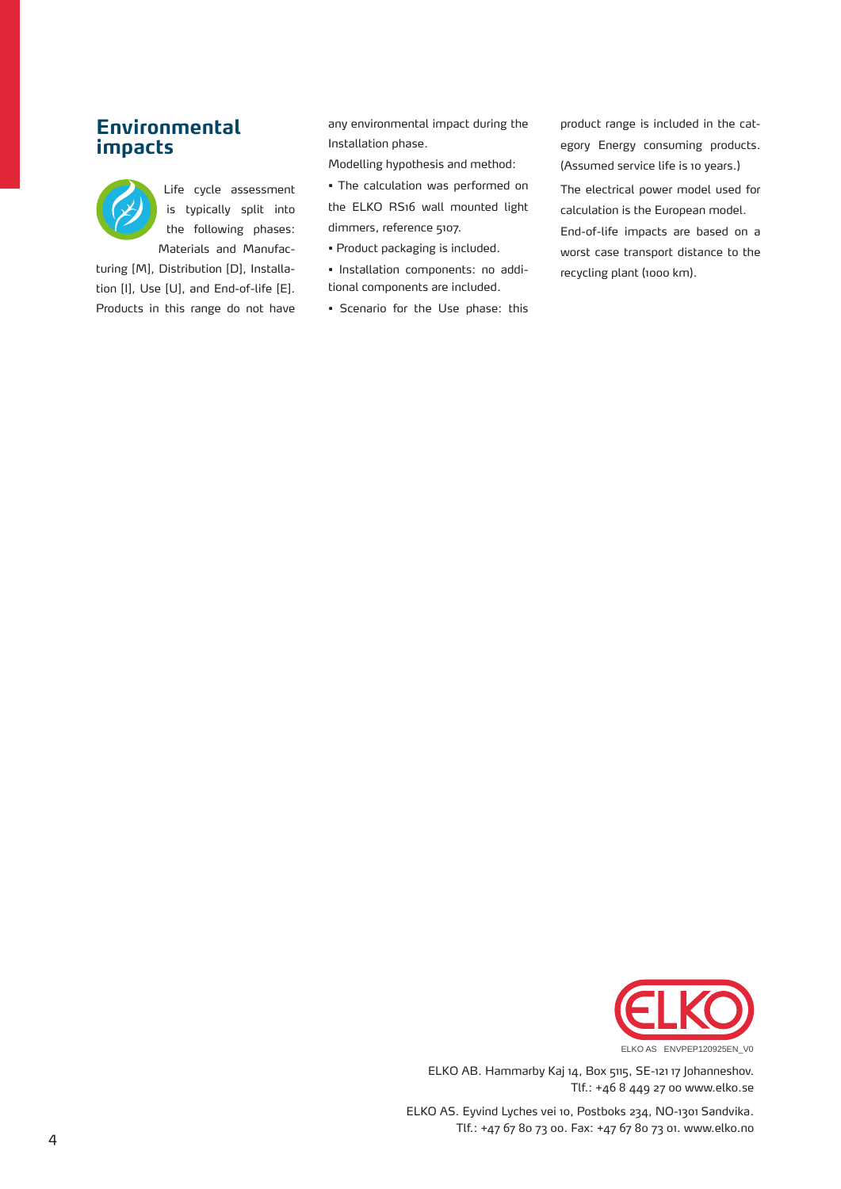## Environmental impacts

Life cycle assessment is typically split into the following phases: Materials and Manufacturing [M], Distribution [D], Installation [I], Use [U], and End-of-life [E]. Products in this range do not have any environmental impact during the Installation phase.

Modelling hypothesis and method:

- The calculation was performed on the ELKO RS16 wall mounted light dimmers, reference 5107.
- Product packaging is included.
- Installation components: no additional components are included.
- Scenario for the Use phase: this product range is included in the category Energy consuming products. (Assumed service life is 10 years.)

The electrical power model used for calculation is the European model.

End-of-life impacts are based on a worst case transport distance to the recycling plant (1000 km).

ELKO AS ENVPEP120925EN_V0

ELKO AB. Hammarby Kaj 14, Box 5115, SE-121 17 Johanneshov.
Tlf.: +46 8 449 27 00 www.elko.se

ELKO AS. Eyvind Lyches vei 10, Postboks 234, NO-1301 Sandvika.
Tlf.: +47 67 80 73 00. Fax: +47 67 80 73 01. www.elko.no